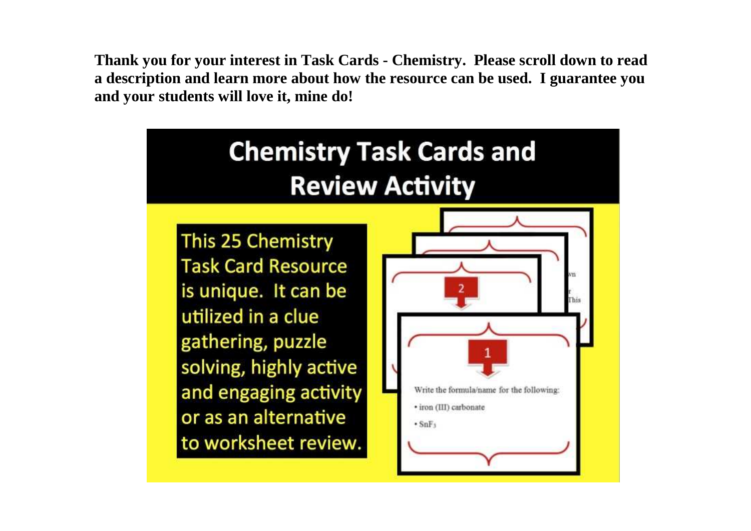**Thank you for your interest in Task Cards - Chemistry. Please scroll down to read a description and learn more about how the resource can be used. I guarantee you and your students will love it, mine do!**

# Chemistry Task Cards and Review Activity

This 25 Chemistry Task Card Resource is unique. It can be utilized in a clue gathering, puzzle solving, highly active and engaging activity or as an alternative to worksheet review.

2

1

Write the formula/name for the following:

- iron (III) carbonate
- $SnF_3$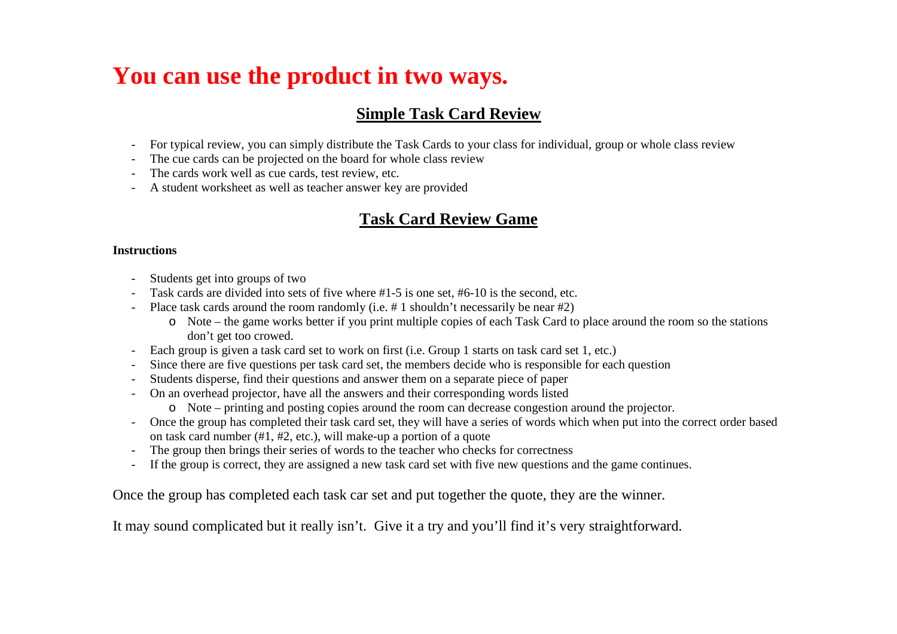# You can use the product in two ways.

## Simple Task Card Review

- For typical review, you can simply distribute the Task Cards to your class for individual, group or whole class review
- The cue cards can be projected on the board for whole class review
- The cards work well as cue cards, test review, etc.
- A student worksheet as well as teacher answer key are provided

## Task Card Review Game

**Instructions**

- Students get into groups of two
- Task cards are divided into sets of five where #1-5 is one set, #6-10 is the second, etc.
- Place task cards around the room randomly (i.e. # 1 shouldn't necessarily be near #2)
  - Note – the game works better if you print multiple copies of each Task Card to place around the room so the stations don't get too crowed.
- Each group is given a task card set to work on first (i.e. Group 1 starts on task card set 1, etc.)
- Since there are five questions per task card set, the members decide who is responsible for each question
- Students disperse, find their questions and answer them on a separate piece of paper
- On an overhead projector, have all the answers and their corresponding words listed
  - Note – printing and posting copies around the room can decrease congestion around the projector.
- Once the group has completed their task card set, they will have a series of words which when put into the correct order based on task card number (#1, #2, etc.), will make-up a portion of a quote
- The group then brings their series of words to the teacher who checks for correctness
- If the group is correct, they are assigned a new task card set with five new questions and the game continues.

Once the group has completed each task car set and put together the quote, they are the winner.

It may sound complicated but it really isn't. Give it a try and you'll find it's very straightforward.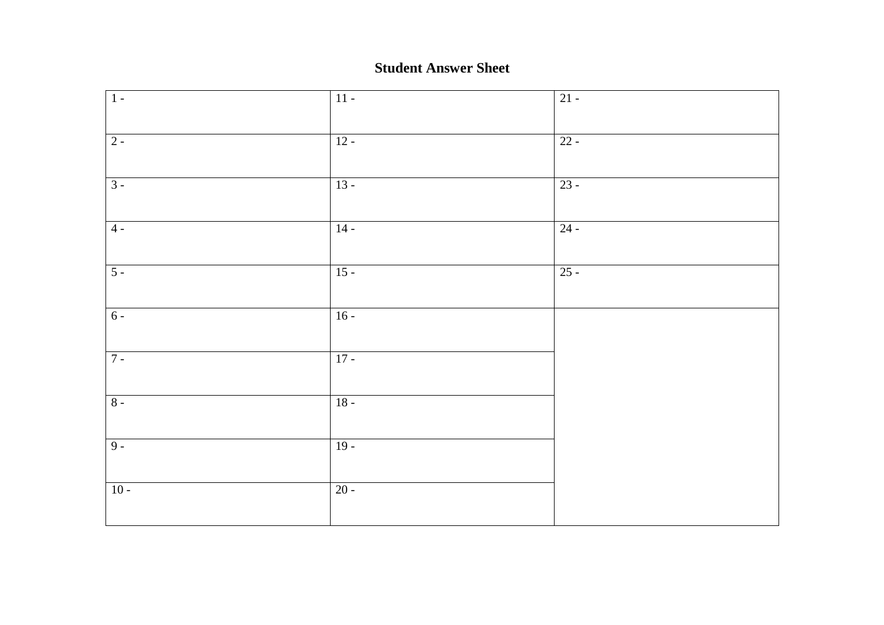**Student Answer Sheet**

| | | |
|---|---|---|
| 1 - | 11 - | 21 - |
| 2 - | 12 - | 22 - |
| 3 - | 13 - | 23 - |
| 4 - | 14 - | 24 - |
| 5 - | 15 - | 25 - |
| 6 - | 16 - | |
| 7 - | 17 - | |
| 8 - | 18 - | |
| 9 - | 19 - | |
| 10 - | 20 - | |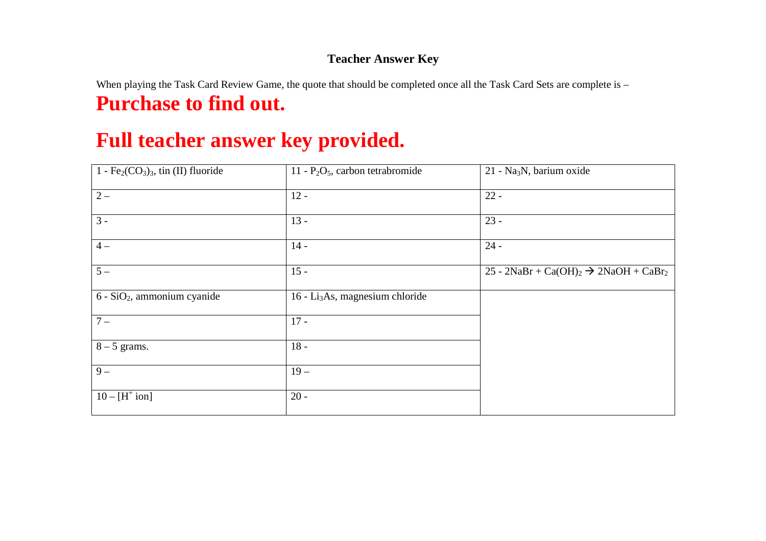## Teacher Answer Key

When playing the Task Card Review Game, the quote that should be completed once all the Task Card Sets are complete is –

**Purchase to find out.**

**Full teacher answer key provided.**

| | | |
|---|---|---|
| 1 - $Fe_2(CO_3)_3$, tin (II) fluoride | 11 - $P_2O_5$, carbon tetrabromide | 21 - $Na_3N$, barium oxide |
| 2 – | 12 - | 22 - |
| 3 - | 13 - | 23 - |
| 4 – | 14 - | 24 - |
| 5 – | 15 - | 25 - $2NaBr + Ca(OH)_2 \rightarrow 2NaOH + CaBr_2$ |
| 6 - $SiO_2$, ammonium cyanide | 16 - $Li_3As$, magnesium chloride | |
| 7 – | 17 - | |
| 8 – 5 grams. | 18 - | |
| 9 – | 19 – | |
| 10 – [$H^+$ ion] | 20 - | |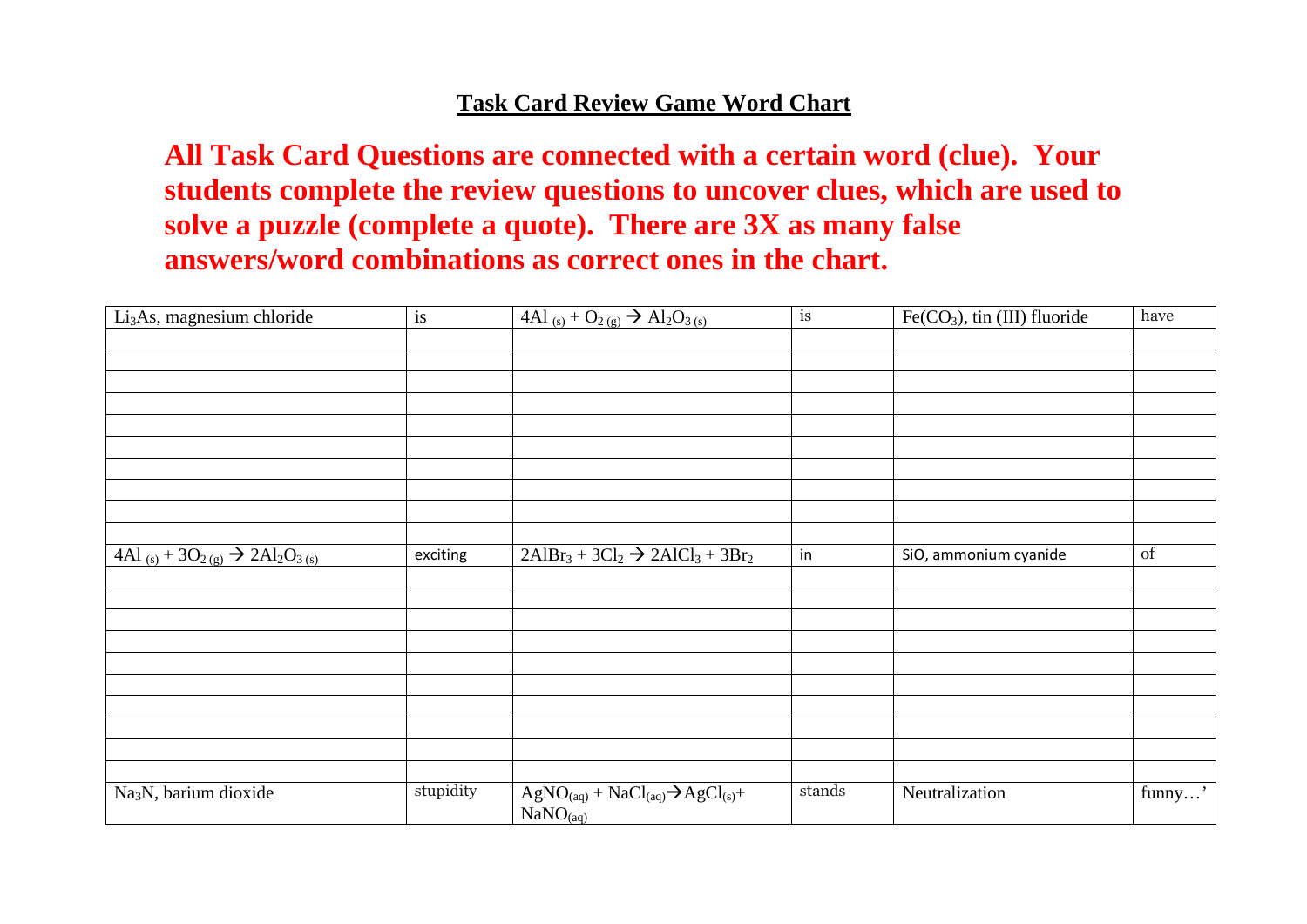## Task Card Review Game Word Chart

**All Task Card Questions are connected with a certain word (clue). Your students complete the review questions to uncover clues, which are used to solve a puzzle (complete a quote). There are 3X as many false answers/word combinations as correct ones in the chart.**

| | | | | | |
|---|---|---|---|---|---|
| $Li_3As$, magnesium chloride | is | $4Al_{(s)} + O_{2(g)} \rightarrow Al_2O_{3(s)}$ | is | $Fe(CO_3)$, tin (III) fluoride | have |
| | | | | | |
| | | | | | |
| | | | | | |
| | | | | | |
| | | | | | |
| | | | | | |
| | | | | | |
| | | | | | |
| | | | | | |
| | | | | | |
| $4Al_{(s)} + 3O_{2(g)} \rightarrow 2Al_2O_{3(s)}$ | exciting | $2AlBr_3 + 3Cl_2 \rightarrow 2AlCl_3 + 3Br_2$ | in | SiO, ammonium cyanide | of |
| | | | | | |
| | | | | | |
| | | | | | |
| | | | | | |
| | | | | | |
| | | | | | |
| | | | | | |
| | | | | | |
| | | | | | |
| | | | | | |
| $Na_3N$, barium dioxide | stupidity | $AgNO_{(aq)} + NaCl_{(aq)} \rightarrow AgCl_{(s)} + NaNO_{(aq)}$ | stands | Neutralization | funny…' |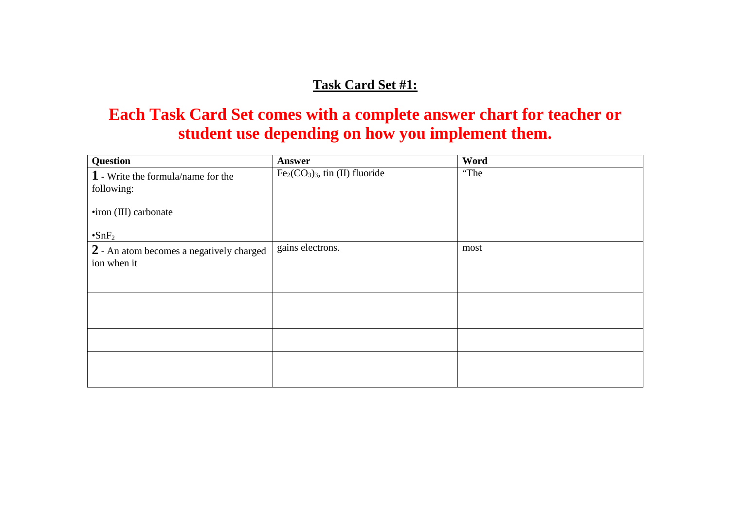**Task Card Set #1:**

## Each Task Card Set comes with a complete answer chart for teacher or student use depending on how you implement them.

| Question | Answer | Word |
|---|---|---|
| **1** - Write the formula/name for the following:<br><br>•iron (III) carbonate<br><br>•$SnF_2$ | $Fe_2(CO_3)_3$, tin (II) fluoride | "The |
| **2** - An atom becomes a negatively charged ion when it | gains electrons. | most |
| | | |
| | | |
| | | |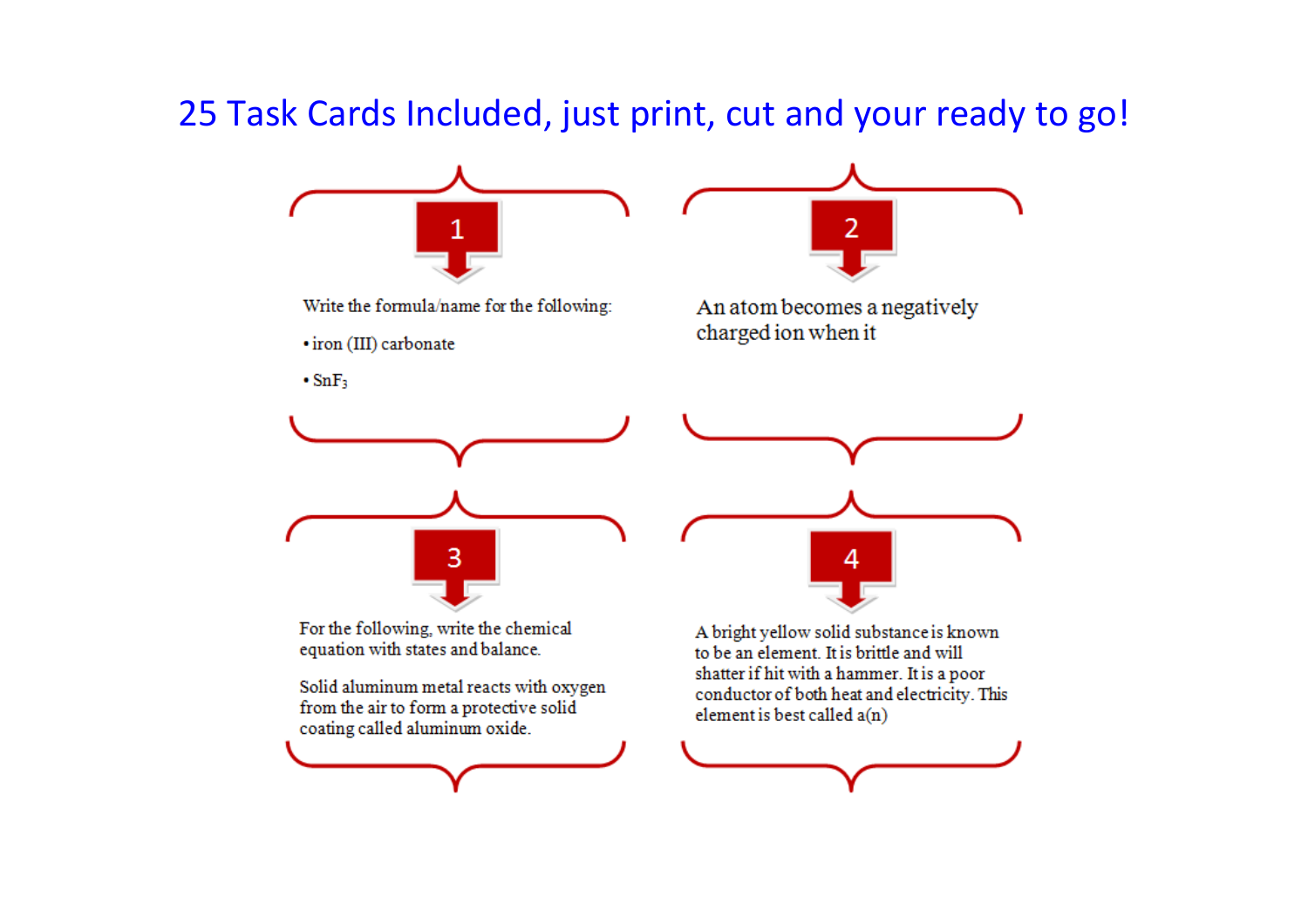# 25 Task Cards Included, just print, cut and your ready to go!

## 1

Write the formula/name for the following:

- iron (III) carbonate
- $SnF_3$

## 2

An atom becomes a negatively charged ion when it

## 3

For the following, write the chemical equation with states and balance.

Solid aluminum metal reacts with oxygen from the air to form a protective solid coating called aluminum oxide.

## 4

A bright yellow solid substance is known to be an element. It is brittle and will shatter if hit with a hammer. It is a poor conductor of both heat and electricity. This element is best called a(n)